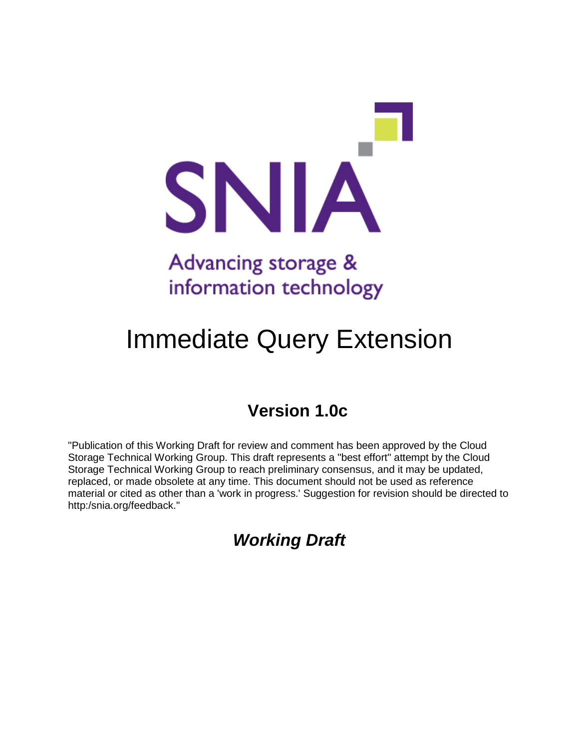SNIA

Advancing storage & information technology

# Immediate Query Extension

## Version 1.0c

"Publication of this Working Draft for review and comment has been approved by the Cloud Storage Technical Working Group. This draft represents a "best effort" attempt by the Cloud Storage Technical Working Group to reach preliminary consensus, and it may be updated, replaced, or made obsolete at any time. This document should not be used as reference material or cited as other than a 'work in progress.' Suggestion for revision should be directed to http:/snia.org/feedback."

## *Working Draft*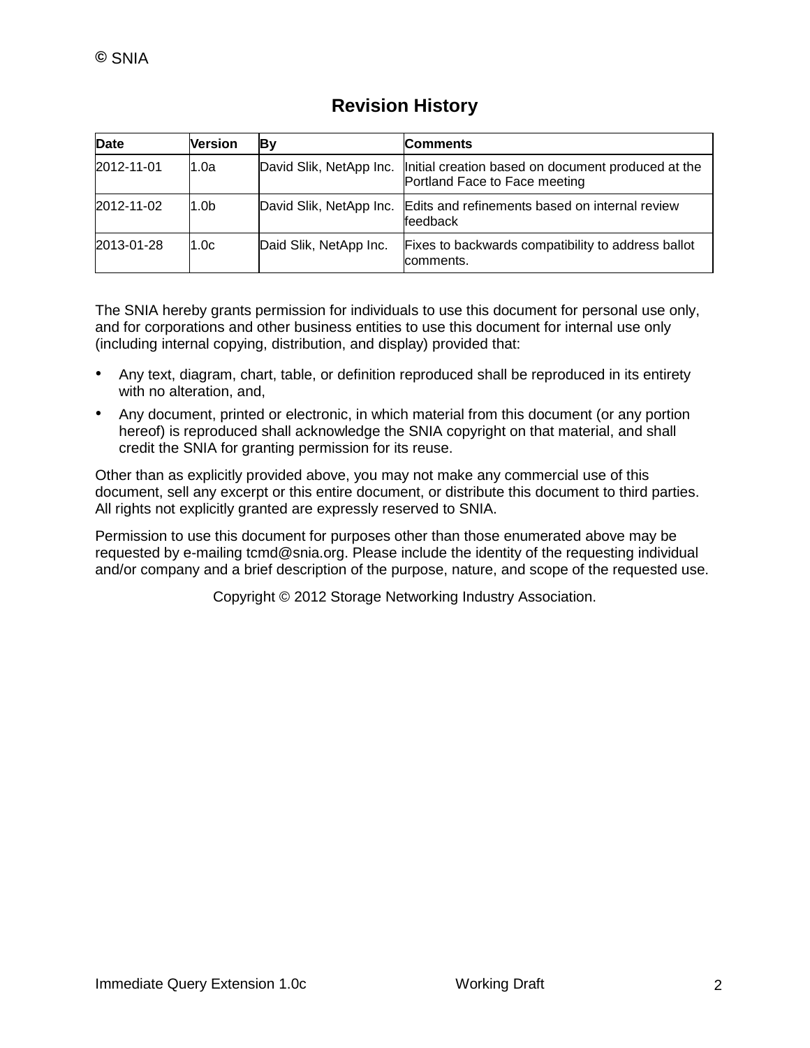## Revision History

| Date | Version | By | Comments |
| --- | --- | --- | --- |
| 2012-11-01 | 1.0a | David Slik, NetApp Inc. | Initial creation based on document produced at the Portland Face to Face meeting |
| 2012-11-02 | 1.0b | David Slik, NetApp Inc. | Edits and refinements based on internal review feedback |
| 2013-01-28 | 1.0c | Daid Slik, NetApp Inc. | Fixes to backwards compatibility to address ballot comments. |

The SNIA hereby grants permission for individuals to use this document for personal use only, and for corporations and other business entities to use this document for internal use only (including internal copying, distribution, and display) provided that:

- Any text, diagram, chart, table, or definition reproduced shall be reproduced in its entirety with no alteration, and,
- Any document, printed or electronic, in which material from this document (or any portion hereof) is reproduced shall acknowledge the SNIA copyright on that material, and shall credit the SNIA for granting permission for its reuse.

Other than as explicitly provided above, you may not make any commercial use of this document, sell any excerpt or this entire document, or distribute this document to third parties. All rights not explicitly granted are expressly reserved to SNIA.

Permission to use this document for purposes other than those enumerated above may be requested by e-mailing tcmd@snia.org. Please include the identity of the requesting individual and/or company and a brief description of the purpose, nature, and scope of the requested use.

Copyright © 2012 Storage Networking Industry Association.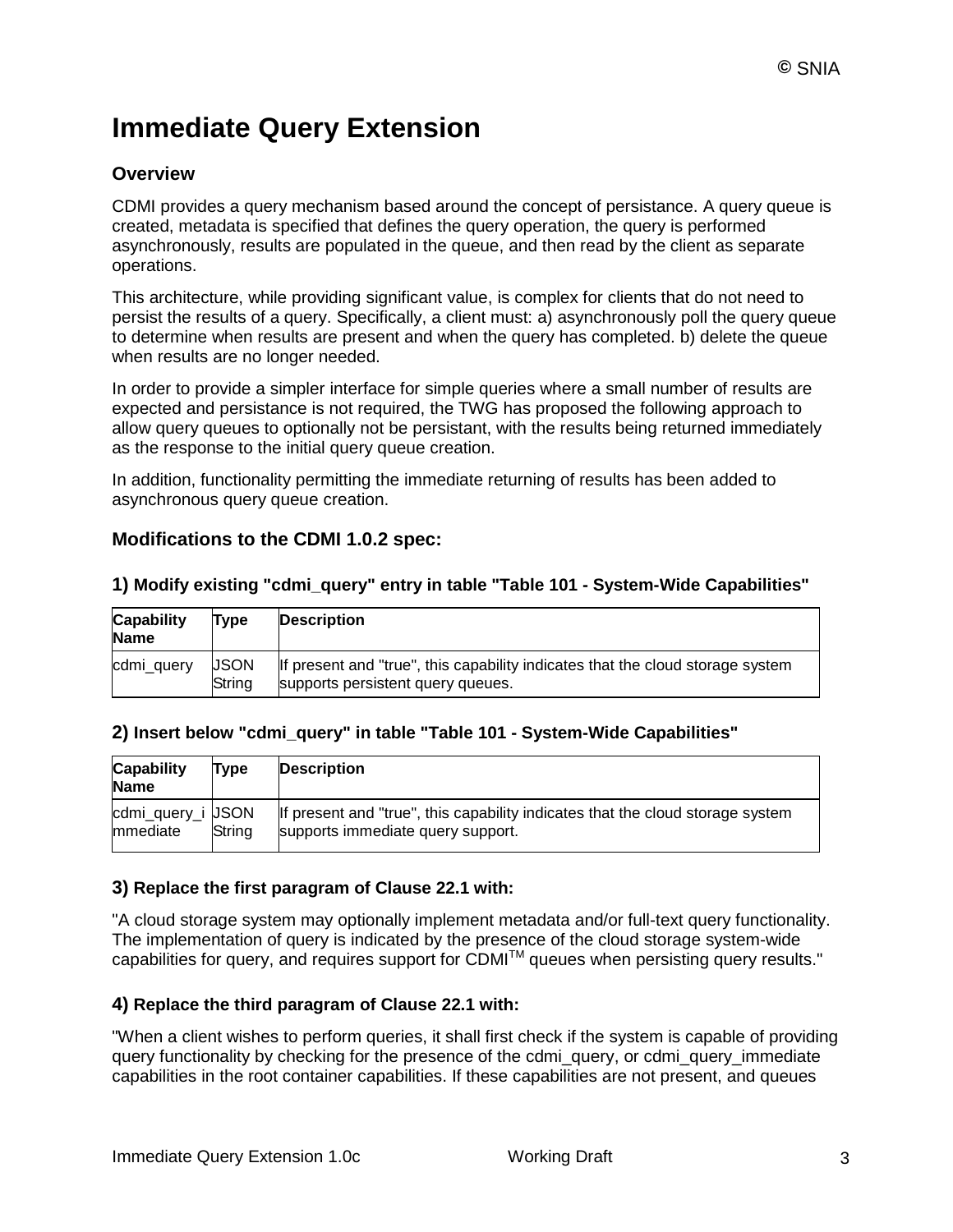# Immediate Query Extension

## Overview

CDMI provides a query mechanism based around the concept of persistance. A query queue is created, metadata is specified that defines the query operation, the query is performed asynchronously, results are populated in the queue, and then read by the client as separate operations.

This architecture, while providing significant value, is complex for clients that do not need to persist the results of a query. Specifically, a client must: a) asynchronously poll the query queue to determine when results are present and when the query has completed. b) delete the queue when results are no longer needed.

In order to provide a simpler interface for simple queries where a small number of results are expected and persistance is not required, the TWG has proposed the following approach to allow query queues to optionally not be persistant, with the results being returned immediately as the response to the initial query queue creation.

In addition, functionality permitting the immediate returning of results has been added to asynchronous query queue creation.

## Modifications to the CDMI 1.0.2 spec:

### 1) Modify existing "cdmi_query" entry in table "Table 101 - System-Wide Capabilities"

| Capability Name | Type | Description |
|---|---|---|
| cdmi_query | JSON String | If present and "true", this capability indicates that the cloud storage system supports persistent query queues. |

### 2) Insert below "cdmi_query" in table "Table 101 - System-Wide Capabilities"

| Capability Name | Type | Description |
|---|---|---|
| cdmi_query_immediate | JSON String | If present and "true", this capability indicates that the cloud storage system supports immediate query support. |

### 3) Replace the first paragram of Clause 22.1 with:

"A cloud storage system may optionally implement metadata and/or full-text query functionality. The implementation of query is indicated by the presence of the cloud storage system-wide capabilities for query, and requires support for CDMI™ queues when persisting query results."

### 4) Replace the third paragram of Clause 22.1 with:

"When a client wishes to perform queries, it shall first check if the system is capable of providing query functionality by checking for the presence of the cdmi_query, or cdmi_query_immediate capabilities in the root container capabilities. If these capabilities are not present, and queues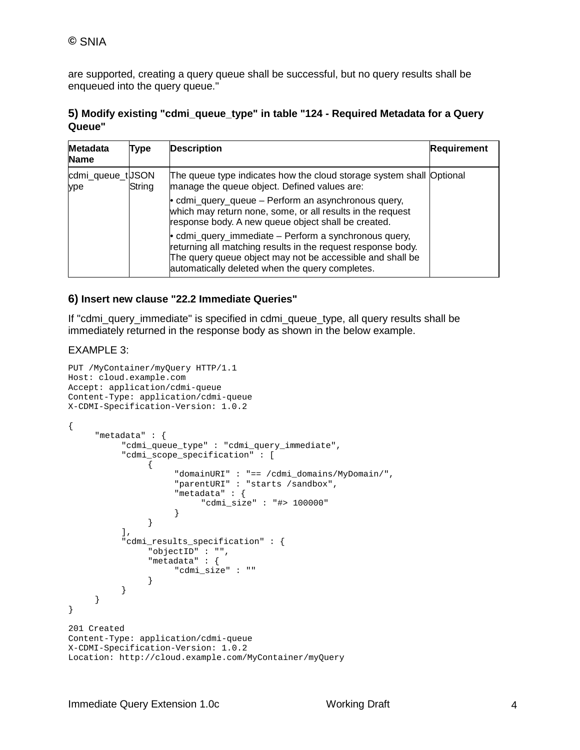are supported, creating a query queue shall be successful, but no query results shall be enqueued into the query queue."

### 5) Modify existing "cdmi_queue_type" in table "124 - Required Metadata for a Query Queue"

| Metadata Name | Type | Description | Requirement |
|---|---|---|---|
| cdmi_queue_type | JSON String | The queue type indicates how the cloud storage system shall manage the queue object. Defined values are:<br>• cdmi_query_queue – Perform an asynchronous query, which may return none, some, or all results in the request response body. A new queue object shall be created.<br>• cdmi_query_immediate – Perform a synchronous query, returning all matching results in the request response body. The query queue object may not be accessible and shall be automatically deleted when the query completes. | Optional |

### 6) Insert new clause "22.2 Immediate Queries"

If "cdmi_query_immediate" is specified in cdmi_queue_type, all query results shall be immediately returned in the response body as shown in the below example.

EXAMPLE 3:

```
PUT /MyContainer/myQuery HTTP/1.1
Host: cloud.example.com
Accept: application/cdmi-queue
Content-Type: application/cdmi-queue
X-CDMI-Specification-Version: 1.0.2

{
     "metadata" : {
          "cdmi_queue_type" : "cdmi_query_immediate",
          "cdmi_scope_specification" : [
               {
                    "domainURI" : "== /cdmi_domains/MyDomain/",
                    "parentURI" : "starts /sandbox",
                    "metadata" : {
                         "cdmi_size" : "#> 100000"
                    }
               }
          ],
          "cdmi_results_specification" : {
               "objectID" : "",
               "metadata" : {
                    "cdmi_size" : ""
               }
          }
     }
}

201 Created
Content-Type: application/cdmi-queue
X-CDMI-Specification-Version: 1.0.2
Location: http://cloud.example.com/MyContainer/myQuery
```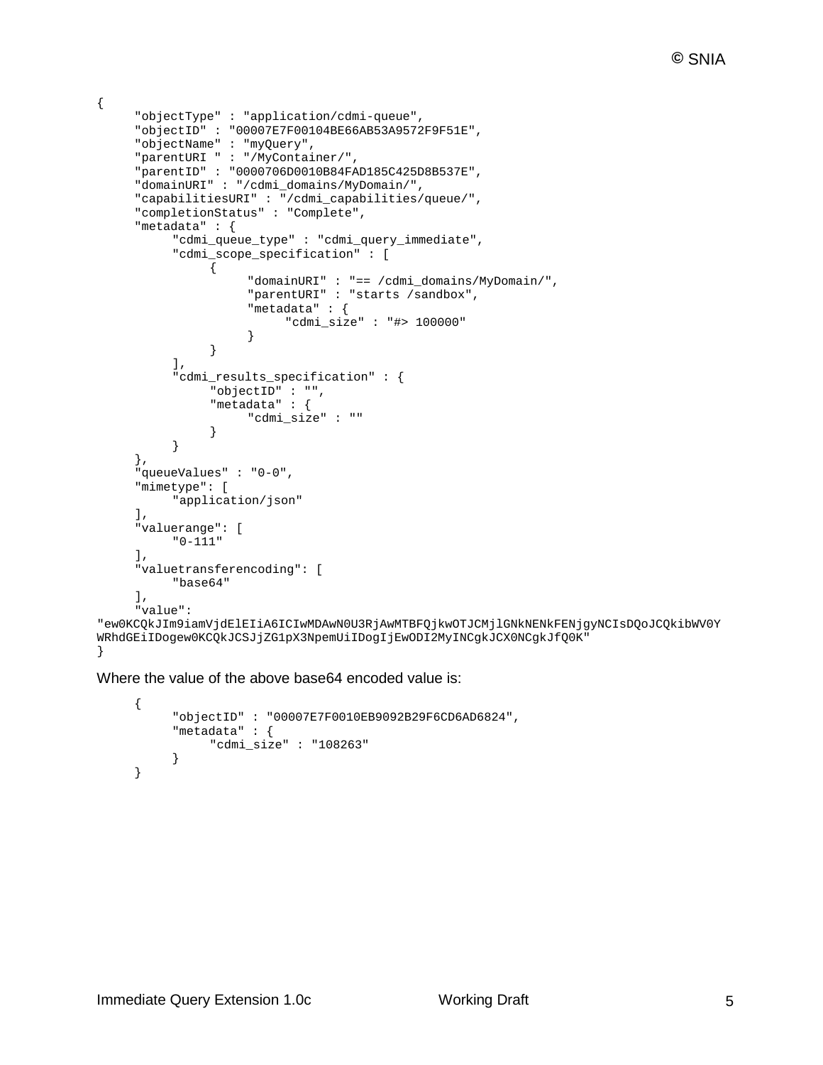```
{
     "objectType" : "application/cdmi-queue",
     "objectID" : "00007E7F00104BE66AB53A9572F9F51E",
     "objectName" : "myQuery",
     "parentURI " : "/MyContainer/",
     "parentID" : "0000706D0010B84FAD185C425D8B537E",
     "domainURI" : "/cdmi_domains/MyDomain/",
     "capabilitiesURI" : "/cdmi_capabilities/queue/",
     "completionStatus" : "Complete",
     "metadata" : {
          "cdmi_queue_type" : "cdmi_query_immediate",
          "cdmi_scope_specification" : [
               {
                    "domainURI" : "== /cdmi_domains/MyDomain/",
                    "parentURI" : "starts /sandbox",
                    "metadata" : {
                         "cdmi_size" : "#> 100000"
                    }
               }
          ],
          "cdmi_results_specification" : {
               "objectID" : "",
               "metadata" : {
                    "cdmi_size" : ""
               }
          }
     },
     "queueValues" : "0-0",
     "mimetype": [
          "application/json"
     ],
     "valuerange": [
          "0-111"
     ],
     "valuetransferencoding": [
          "base64"
     ],
     "value":
"ew0KCQkJIm9iamVjdElEIiA6ICIwMDAwN0U3RjAwMTBFQjkwOTJCMjlGNkNENkFENjgyNCIsDQoJCQkibWV0Y
WRhdGEiIDogew0KCQkJCSJjZG1pX3NpemUiIDogIjEwODI2MyINCgkJCX0NCgkJfQ0K"
}
```

Where the value of the above base64 encoded value is:

```
{
     "objectID" : "00007E7F0010EB9092B29F6CD6AD6824",
     "metadata" : {
          "cdmi_size" : "108263"
     }
}
```